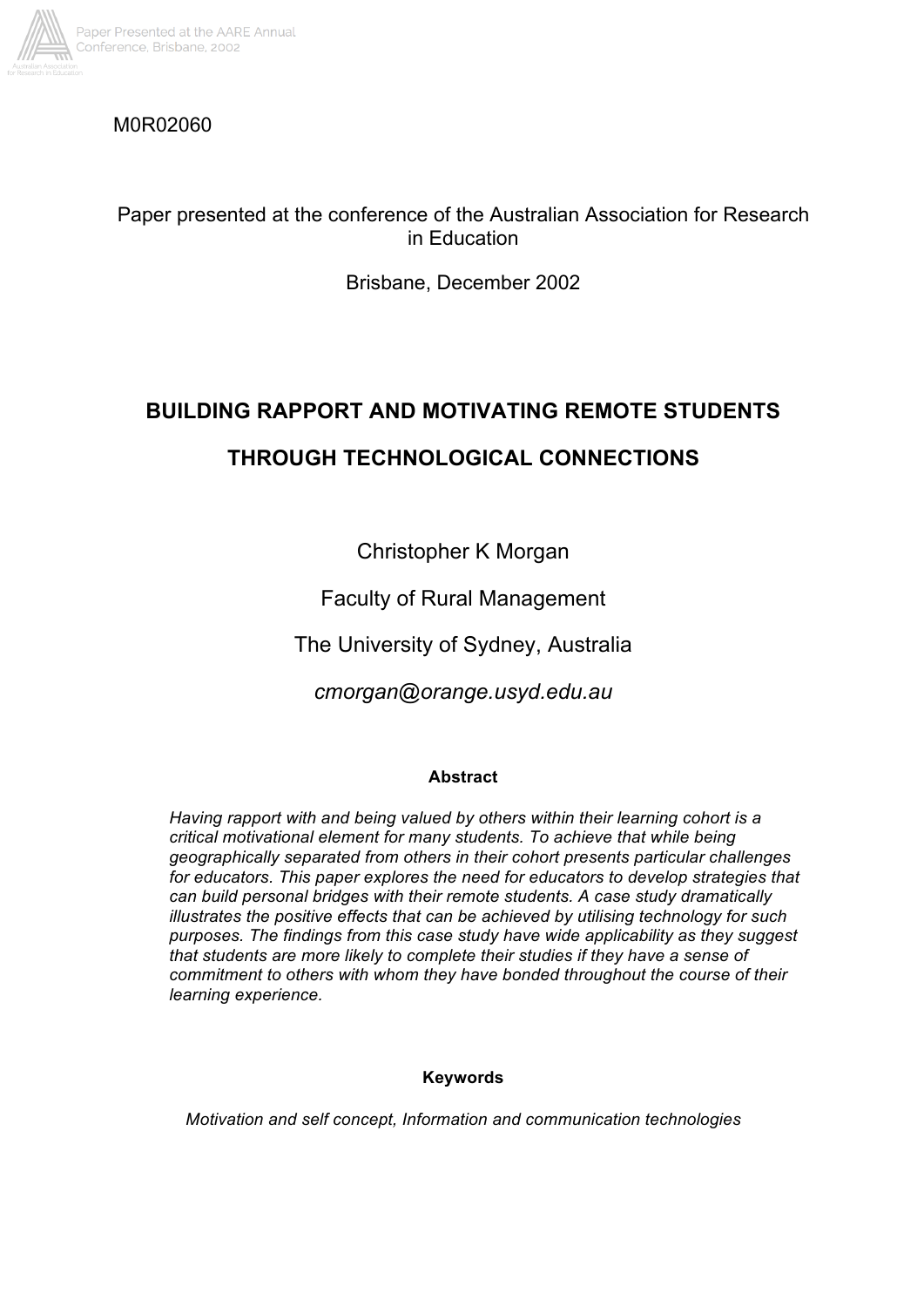M0R02060

Paper presented at the conference of the Australian Association for Research in Education

Brisbane, December 2002

# BUILDING RAPPORT AND MOTIVATING REMOTE STUDENTS THROUGH TECHNOLOGICAL CONNECTIONS

Christopher K Morgan

Faculty of Rural Management

The University of Sydney, Australia

*cmorgan@orange.usyd.edu.au*

**Abstract**

*Having rapport with and being valued by others within their learning cohort is a critical motivational element for many students. To achieve that while being geographically separated from others in their cohort presents particular challenges for educators. This paper explores the need for educators to develop strategies that can build personal bridges with their remote students. A case study dramatically illustrates the positive effects that can be achieved by utilising technology for such purposes. The findings from this case study have wide applicability as they suggest that students are more likely to complete their studies if they have a sense of commitment to others with whom they have bonded throughout the course of their learning experience.*

**Keywords**

*Motivation and self concept, Information and communication technologies*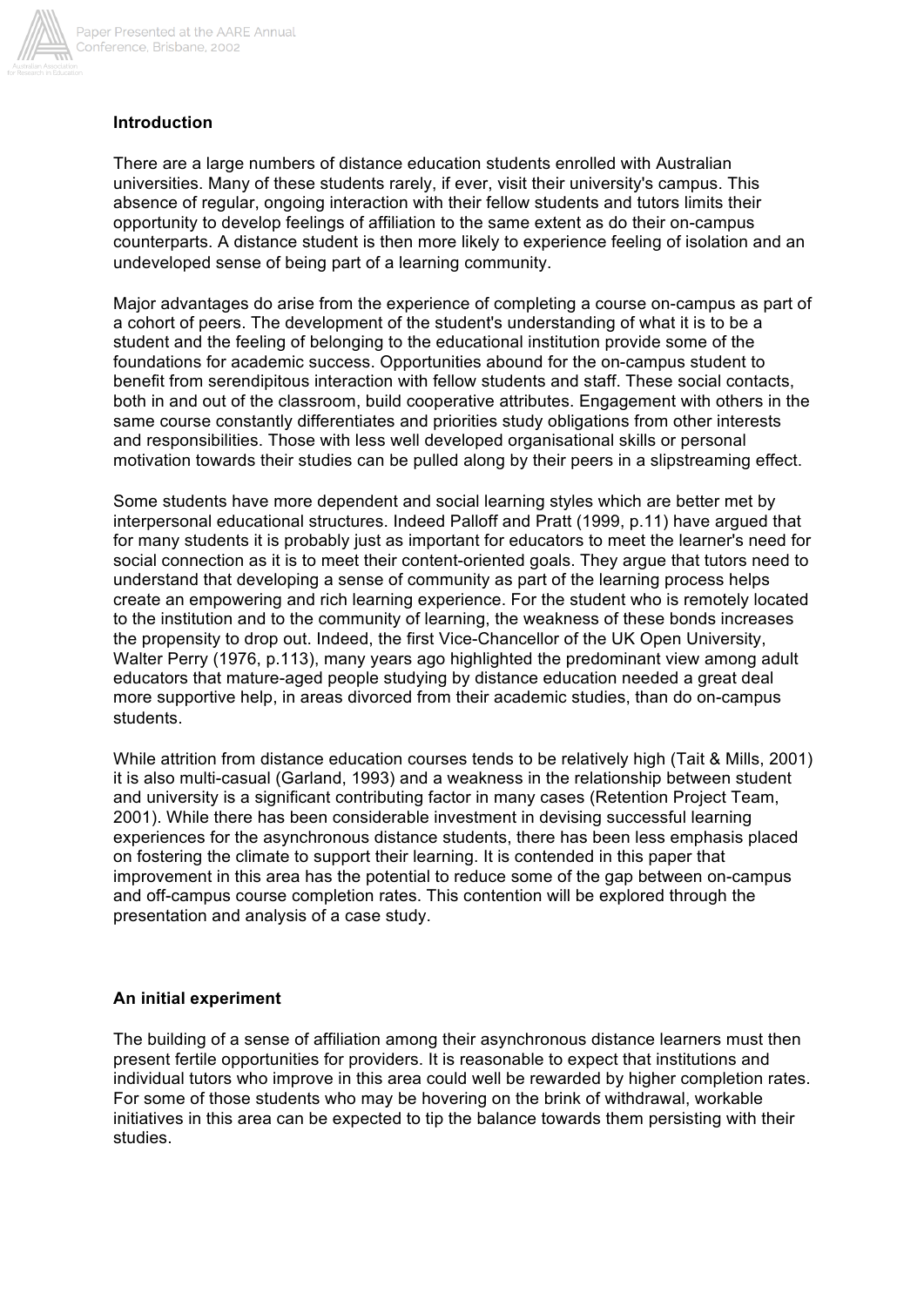**Introduction**

There are a large numbers of distance education students enrolled with Australian universities. Many of these students rarely, if ever, visit their university's campus. This absence of regular, ongoing interaction with their fellow students and tutors limits their opportunity to develop feelings of affiliation to the same extent as do their on-campus counterparts. A distance student is then more likely to experience feeling of isolation and an undeveloped sense of being part of a learning community.

Major advantages do arise from the experience of completing a course on-campus as part of a cohort of peers. The development of the student's understanding of what it is to be a student and the feeling of belonging to the educational institution provide some of the foundations for academic success. Opportunities abound for the on-campus student to benefit from serendipitous interaction with fellow students and staff. These social contacts, both in and out of the classroom, build cooperative attributes. Engagement with others in the same course constantly differentiates and priorities study obligations from other interests and responsibilities. Those with less well developed organisational skills or personal motivation towards their studies can be pulled along by their peers in a slipstreaming effect.

Some students have more dependent and social learning styles which are better met by interpersonal educational structures. Indeed Palloff and Pratt (1999, p.11) have argued that for many students it is probably just as important for educators to meet the learner's need for social connection as it is to meet their content-oriented goals. They argue that tutors need to understand that developing a sense of community as part of the learning process helps create an empowering and rich learning experience. For the student who is remotely located to the institution and to the community of learning, the weakness of these bonds increases the propensity to drop out. Indeed, the first Vice-Chancellor of the UK Open University, Walter Perry (1976, p.113), many years ago highlighted the predominant view among adult educators that mature-aged people studying by distance education needed a great deal more supportive help, in areas divorced from their academic studies, than do on-campus students.

While attrition from distance education courses tends to be relatively high (Tait & Mills, 2001) it is also multi-casual (Garland, 1993) and a weakness in the relationship between student and university is a significant contributing factor in many cases (Retention Project Team, 2001). While there has been considerable investment in devising successful learning experiences for the asynchronous distance students, there has been less emphasis placed on fostering the climate to support their learning. It is contended in this paper that improvement in this area has the potential to reduce some of the gap between on-campus and off-campus course completion rates. This contention will be explored through the presentation and analysis of a case study.

**An initial experiment**

The building of a sense of affiliation among their asynchronous distance learners must then present fertile opportunities for providers. It is reasonable to expect that institutions and individual tutors who improve in this area could well be rewarded by higher completion rates. For some of those students who may be hovering on the brink of withdrawal, workable initiatives in this area can be expected to tip the balance towards them persisting with their studies.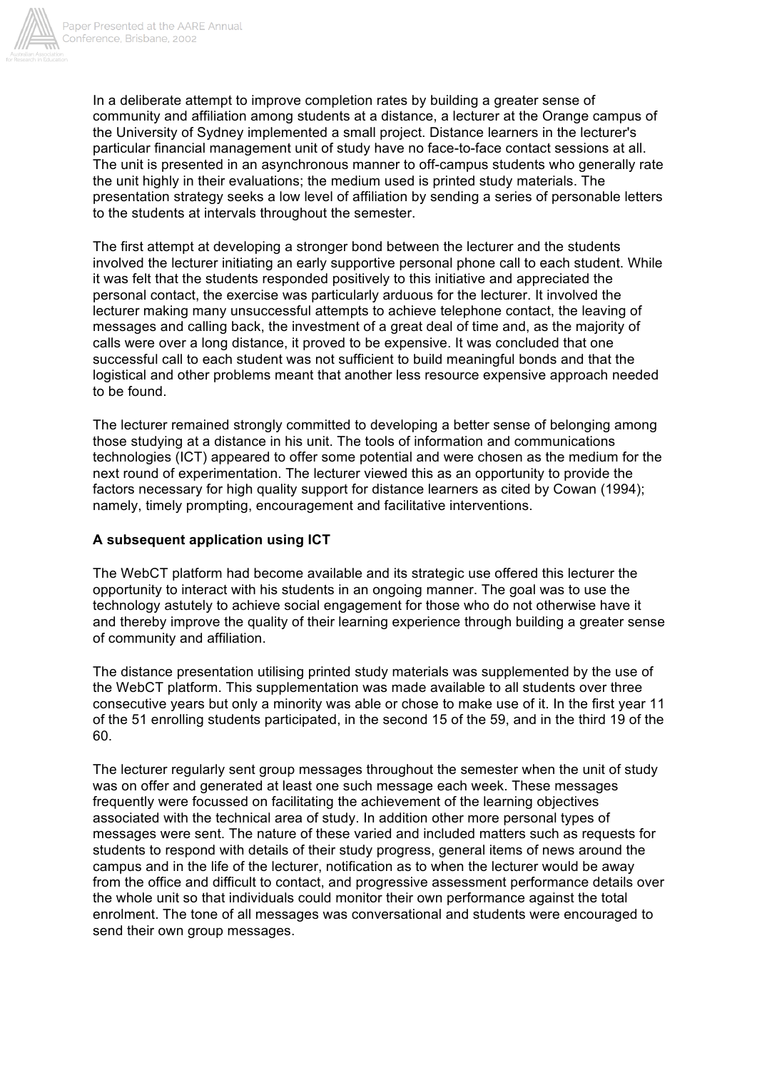In a deliberate attempt to improve completion rates by building a greater sense of community and affiliation among students at a distance, a lecturer at the Orange campus of the University of Sydney implemented a small project. Distance learners in the lecturer's particular financial management unit of study have no face-to-face contact sessions at all. The unit is presented in an asynchronous manner to off-campus students who generally rate the unit highly in their evaluations; the medium used is printed study materials. The presentation strategy seeks a low level of affiliation by sending a series of personable letters to the students at intervals throughout the semester.

The first attempt at developing a stronger bond between the lecturer and the students involved the lecturer initiating an early supportive personal phone call to each student. While it was felt that the students responded positively to this initiative and appreciated the personal contact, the exercise was particularly arduous for the lecturer. It involved the lecturer making many unsuccessful attempts to achieve telephone contact, the leaving of messages and calling back, the investment of a great deal of time and, as the majority of calls were over a long distance, it proved to be expensive. It was concluded that one successful call to each student was not sufficient to build meaningful bonds and that the logistical and other problems meant that another less resource expensive approach needed to be found.

The lecturer remained strongly committed to developing a better sense of belonging among those studying at a distance in his unit. The tools of information and communications technologies (ICT) appeared to offer some potential and were chosen as the medium for the next round of experimentation. The lecturer viewed this as an opportunity to provide the factors necessary for high quality support for distance learners as cited by Cowan (1994); namely, timely prompting, encouragement and facilitative interventions.

**A subsequent application using ICT**

The WebCT platform had become available and its strategic use offered this lecturer the opportunity to interact with his students in an ongoing manner. The goal was to use the technology astutely to achieve social engagement for those who do not otherwise have it and thereby improve the quality of their learning experience through building a greater sense of community and affiliation.

The distance presentation utilising printed study materials was supplemented by the use of the WebCT platform. This supplementation was made available to all students over three consecutive years but only a minority was able or chose to make use of it. In the first year 11 of the 51 enrolling students participated, in the second 15 of the 59, and in the third 19 of the 60.

The lecturer regularly sent group messages throughout the semester when the unit of study was on offer and generated at least one such message each week. These messages frequently were focussed on facilitating the achievement of the learning objectives associated with the technical area of study. In addition other more personal types of messages were sent. The nature of these varied and included matters such as requests for students to respond with details of their study progress, general items of news around the campus and in the life of the lecturer, notification as to when the lecturer would be away from the office and difficult to contact, and progressive assessment performance details over the whole unit so that individuals could monitor their own performance against the total enrolment. The tone of all messages was conversational and students were encouraged to send their own group messages.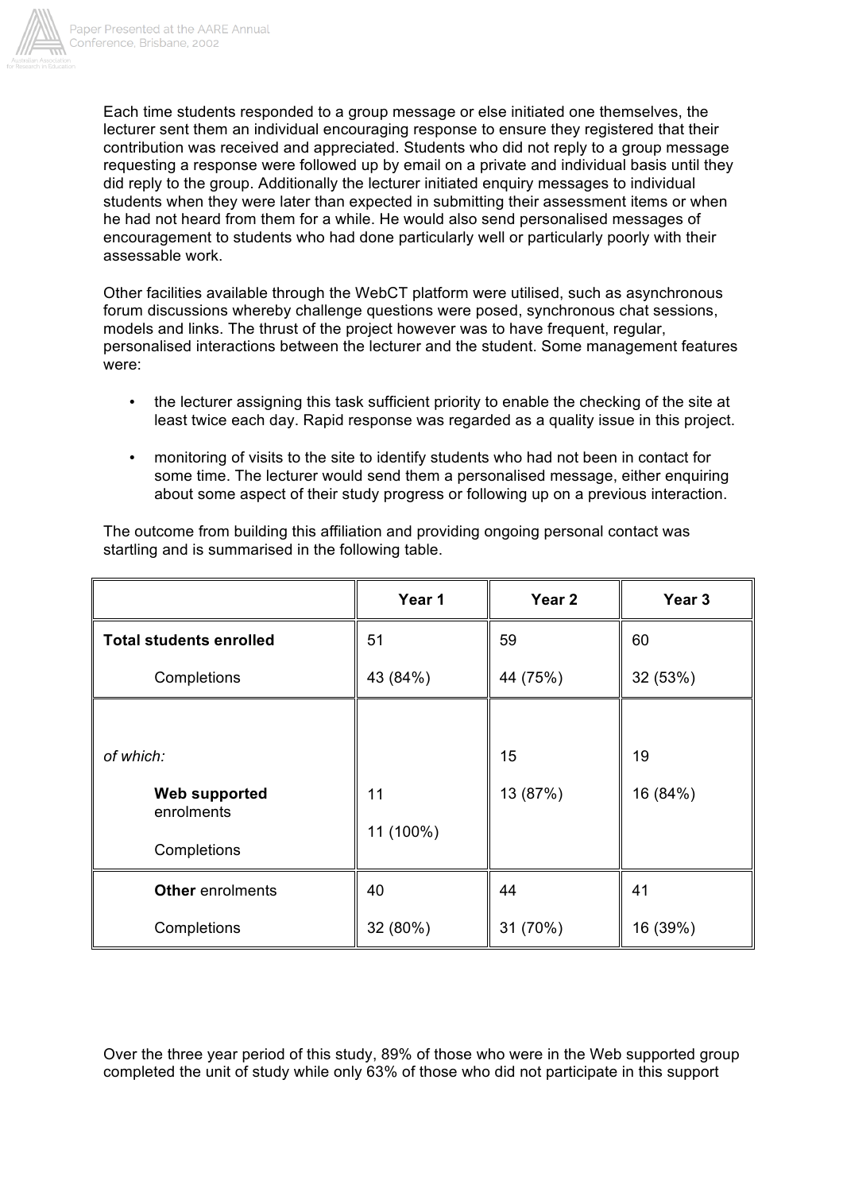Each time students responded to a group message or else initiated one themselves, the lecturer sent them an individual encouraging response to ensure they registered that their contribution was received and appreciated. Students who did not reply to a group message requesting a response were followed up by email on a private and individual basis until they did reply to the group. Additionally the lecturer initiated enquiry messages to individual students when they were later than expected in submitting their assessment items or when he had not heard from them for a while. He would also send personalised messages of encouragement to students who had done particularly well or particularly poorly with their assessable work.

Other facilities available through the WebCT platform were utilised, such as asynchronous forum discussions whereby challenge questions were posed, synchronous chat sessions, models and links. The thrust of the project however was to have frequent, regular, personalised interactions between the lecturer and the student. Some management features were:

- the lecturer assigning this task sufficient priority to enable the checking of the site at least twice each day. Rapid response was regarded as a quality issue in this project.
- monitoring of visits to the site to identify students who had not been in contact for some time. The lecturer would send them a personalised message, either enquiring about some aspect of their study progress or following up on a previous interaction.

The outcome from building this affiliation and providing ongoing personal contact was startling and is summarised in the following table.

| | Year 1 | Year 2 | Year 3 |
|---|---|---|---|
| **Total students enrolled** | 51 | 59 | 60 |
| Completions | 43 (84%) | 44 (75%) | 32 (53%) |
| *of which:* | | | |
| **Web supported** enrolments | 11 | 15 | 19 |
| Completions | 11 (100%) | 13 (87%) | 16 (84%) |
| **Other** enrolments | 40 | 44 | 41 |
| Completions | 32 (80%) | 31 (70%) | 16 (39%) |

Over the three year period of this study, 89% of those who were in the Web supported group completed the unit of study while only 63% of those who did not participate in this support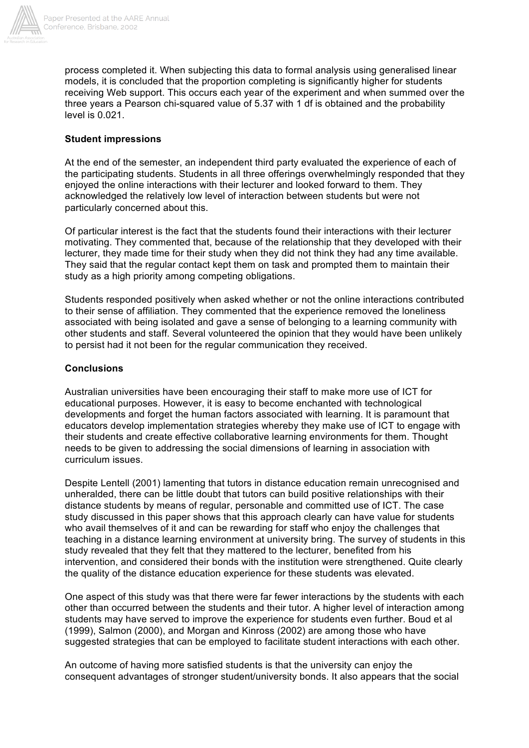process completed it. When subjecting this data to formal analysis using generalised linear models, it is concluded that the proportion completing is significantly higher for students receiving Web support. This occurs each year of the experiment and when summed over the three years a Pearson chi-squared value of 5.37 with 1 df is obtained and the probability level is 0.021.

**Student impressions**

At the end of the semester, an independent third party evaluated the experience of each of the participating students. Students in all three offerings overwhelmingly responded that they enjoyed the online interactions with their lecturer and looked forward to them. They acknowledged the relatively low level of interaction between students but were not particularly concerned about this.

Of particular interest is the fact that the students found their interactions with their lecturer motivating. They commented that, because of the relationship that they developed with their lecturer, they made time for their study when they did not think they had any time available. They said that the regular contact kept them on task and prompted them to maintain their study as a high priority among competing obligations.

Students responded positively when asked whether or not the online interactions contributed to their sense of affiliation. They commented that the experience removed the loneliness associated with being isolated and gave a sense of belonging to a learning community with other students and staff. Several volunteered the opinion that they would have been unlikely to persist had it not been for the regular communication they received.

**Conclusions**

Australian universities have been encouraging their staff to make more use of ICT for educational purposes. However, it is easy to become enchanted with technological developments and forget the human factors associated with learning. It is paramount that educators develop implementation strategies whereby they make use of ICT to engage with their students and create effective collaborative learning environments for them. Thought needs to be given to addressing the social dimensions of learning in association with curriculum issues.

Despite Lentell (2001) lamenting that tutors in distance education remain unrecognised and unheralded, there can be little doubt that tutors can build positive relationships with their distance students by means of regular, personable and committed use of ICT. The case study discussed in this paper shows that this approach clearly can have value for students who avail themselves of it and can be rewarding for staff who enjoy the challenges that teaching in a distance learning environment at university bring. The survey of students in this study revealed that they felt that they mattered to the lecturer, benefited from his intervention, and considered their bonds with the institution were strengthened. Quite clearly the quality of the distance education experience for these students was elevated.

One aspect of this study was that there were far fewer interactions by the students with each other than occurred between the students and their tutor. A higher level of interaction among students may have served to improve the experience for students even further. Boud et al (1999), Salmon (2000), and Morgan and Kinross (2002) are among those who have suggested strategies that can be employed to facilitate student interactions with each other.

An outcome of having more satisfied students is that the university can enjoy the consequent advantages of stronger student/university bonds. It also appears that the social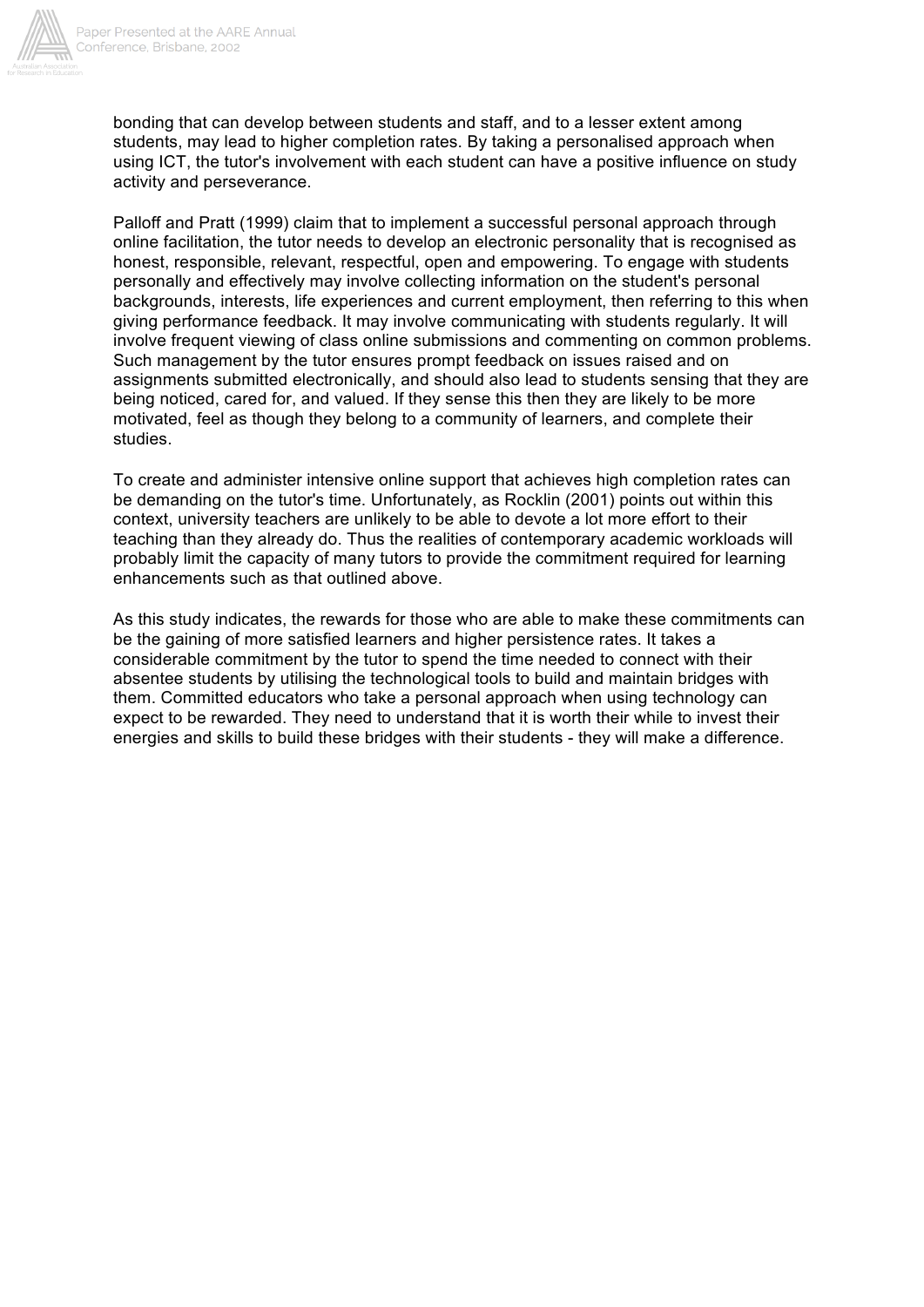bonding that can develop between students and staff, and to a lesser extent among students, may lead to higher completion rates. By taking a personalised approach when using ICT, the tutor's involvement with each student can have a positive influence on study activity and perseverance.

Palloff and Pratt (1999) claim that to implement a successful personal approach through online facilitation, the tutor needs to develop an electronic personality that is recognised as honest, responsible, relevant, respectful, open and empowering. To engage with students personally and effectively may involve collecting information on the student's personal backgrounds, interests, life experiences and current employment, then referring to this when giving performance feedback. It may involve communicating with students regularly. It will involve frequent viewing of class online submissions and commenting on common problems. Such management by the tutor ensures prompt feedback on issues raised and on assignments submitted electronically, and should also lead to students sensing that they are being noticed, cared for, and valued. If they sense this then they are likely to be more motivated, feel as though they belong to a community of learners, and complete their studies.

To create and administer intensive online support that achieves high completion rates can be demanding on the tutor's time. Unfortunately, as Rocklin (2001) points out within this context, university teachers are unlikely to be able to devote a lot more effort to their teaching than they already do. Thus the realities of contemporary academic workloads will probably limit the capacity of many tutors to provide the commitment required for learning enhancements such as that outlined above.

As this study indicates, the rewards for those who are able to make these commitments can be the gaining of more satisfied learners and higher persistence rates. It takes a considerable commitment by the tutor to spend the time needed to connect with their absentee students by utilising the technological tools to build and maintain bridges with them. Committed educators who take a personal approach when using technology can expect to be rewarded. They need to understand that it is worth their while to invest their energies and skills to build these bridges with their students - they will make a difference.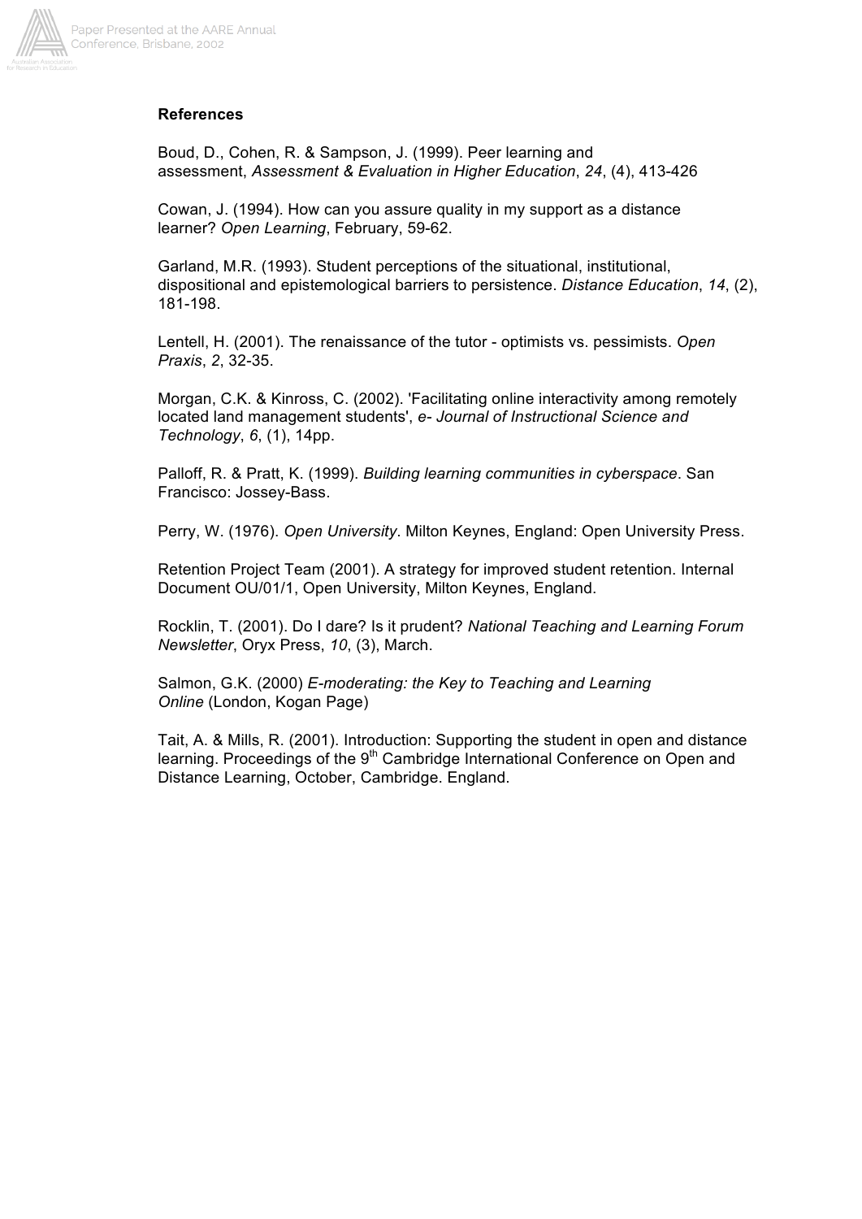**References**

Boud, D., Cohen, R. & Sampson, J. (1999). Peer learning and assessment, *Assessment & Evaluation in Higher Education*, *24*, (4), 413-426

Cowan, J. (1994). How can you assure quality in my support as a distance learner? *Open Learning*, February, 59-62.

Garland, M.R. (1993). Student perceptions of the situational, institutional, dispositional and epistemological barriers to persistence. *Distance Education*, *14*, (2), 181-198.

Lentell, H. (2001). The renaissance of the tutor - optimists vs. pessimists. *Open Praxis*, *2*, 32-35.

Morgan, C.K. & Kinross, C. (2002). 'Facilitating online interactivity among remotely located land management students', *e- Journal of Instructional Science and Technology*, *6*, (1), 14pp.

Palloff, R. & Pratt, K. (1999). *Building learning communities in cyberspace*. San Francisco: Jossey-Bass.

Perry, W. (1976). *Open University*. Milton Keynes, England: Open University Press.

Retention Project Team (2001). A strategy for improved student retention. Internal Document OU/01/1, Open University, Milton Keynes, England.

Rocklin, T. (2001). Do I dare? Is it prudent? *National Teaching and Learning Forum Newsletter*, Oryx Press, *10*, (3), March.

Salmon, G.K. (2000) *E-moderating: the Key to Teaching and Learning Online* (London, Kogan Page)

Tait, A. & Mills, R. (2001). Introduction: Supporting the student in open and distance learning. Proceedings of the 9th Cambridge International Conference on Open and Distance Learning, October, Cambridge. England.